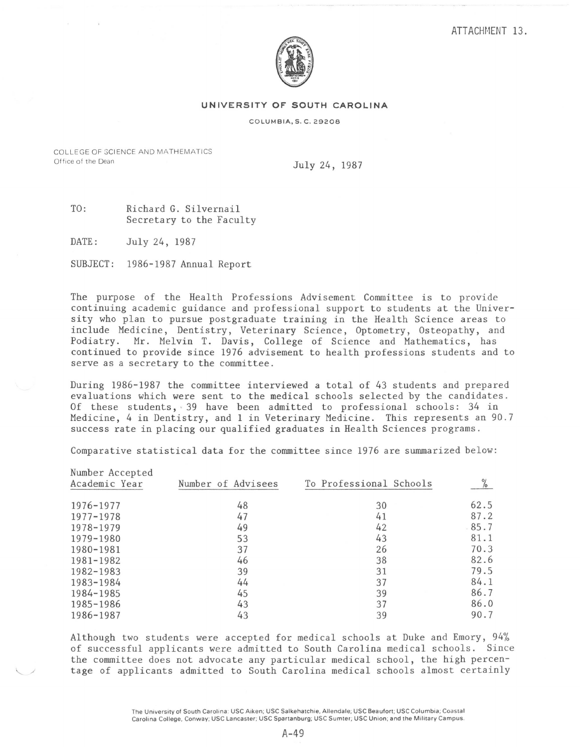ATTACHMENT 13.

**UNIVERSITY OF SOUTH CAROLINA**

COLUMBIA, S. C. 29208

COLLEGE OF SCIENCE AND MATHEMATICS
Office of the Dean

July 24, 1987

TO: Richard G. Silvernail
Secretary to the Faculty

DATE: July 24, 1987

SUBJECT: 1986-1987 Annual Report

The purpose of the Health Professions Advisement Committee is to provide continuing academic guidance and professional support to students at the University who plan to pursue postgraduate training in the Health Science areas to include Medicine, Dentistry, Veterinary Science, Optometry, Osteopathy, and Podiatry. Mr. Melvin T. Davis, College of Science and Mathematics, has continued to provide since 1976 advisement to health professions students and to serve as a secretary to the committee.

During 1986-1987 the committee interviewed a total of 43 students and prepared evaluations which were sent to the medical schools selected by the candidates. Of these students, 39 have been admitted to professional schools: 34 in Medicine, 4 in Dentistry, and 1 in Veterinary Medicine. This represents an 90.7 success rate in placing our qualified graduates in Health Sciences programs.

Comparative statistical data for the committee since 1976 are summarized below:

| Academic Year | Number of Advisees | Number Accepted To Professional Schools | % |
|---|---|---|---|
| 1976-1977 | 48 | 30 | 62.5 |
| 1977-1978 | 47 | 41 | 87.2 |
| 1978-1979 | 49 | 42 | 85.7 |
| 1979-1980 | 53 | 43 | 81.1 |
| 1980-1981 | 37 | 26 | 70.3 |
| 1981-1982 | 46 | 38 | 82.6 |
| 1982-1983 | 39 | 31 | 79.5 |
| 1983-1984 | 44 | 37 | 84.1 |
| 1984-1985 | 45 | 39 | 86.7 |
| 1985-1986 | 43 | 37 | 86.0 |
| 1986-1987 | 43 | 39 | 90.7 |

Although two students were accepted for medical schools at Duke and Emory, 94% of successful applicants were admitted to South Carolina medical schools. Since the committee does not advocate any particular medical school, the high percentage of applicants admitted to South Carolina medical schools almost certainly

The University of South Carolina: USC Aiken; USC Salkehatchie, Allendale; USC Beaufort; USC Columbia; Coastal Carolina College, Conway; USC Lancaster; USC Spartanburg; USC Sumter; USC Union; and the Military Campus.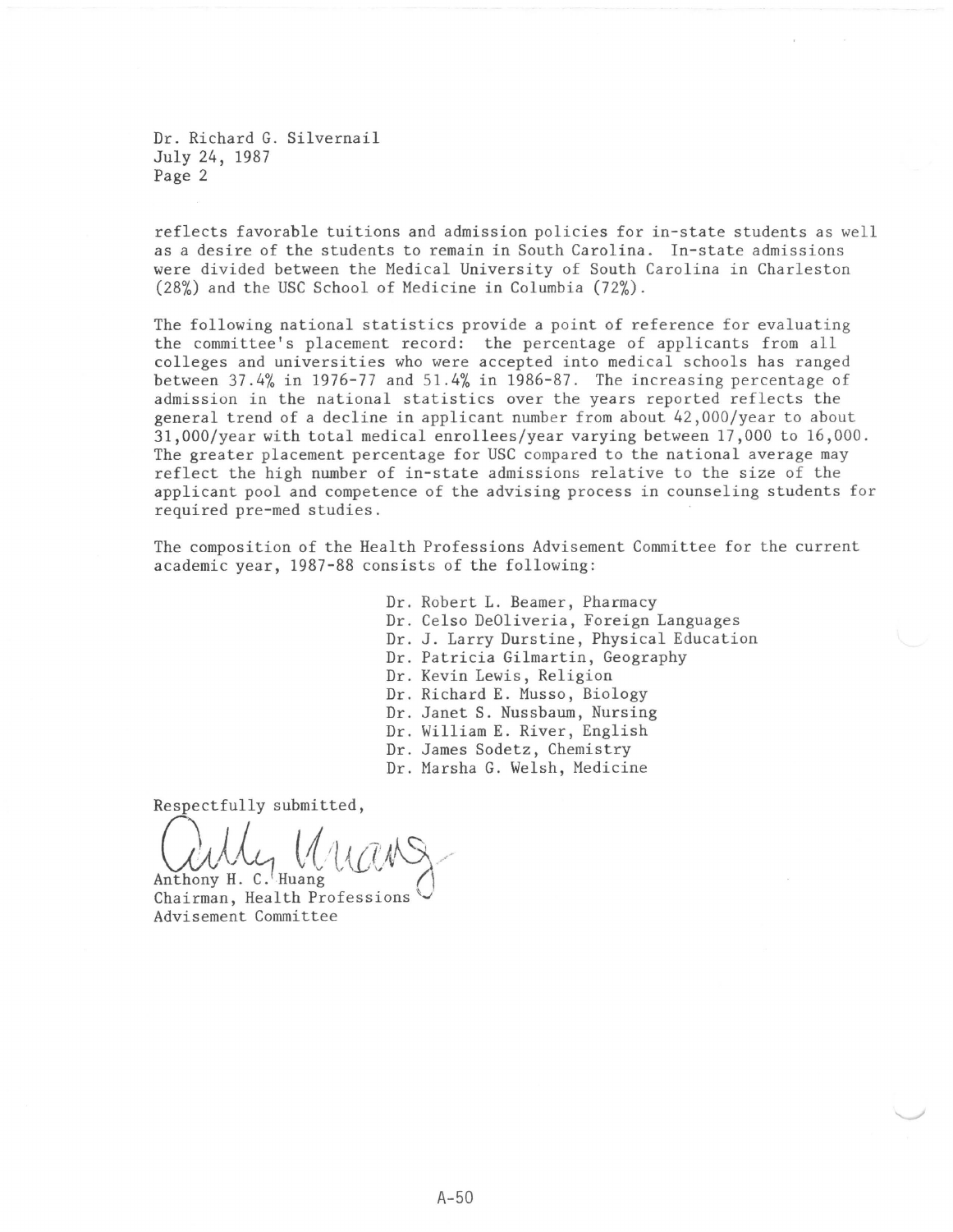Dr. Richard G. Silvernail
July 24, 1987
Page 2

reflects favorable tuitions and admission policies for in-state students as well as a desire of the students to remain in South Carolina. In-state admissions were divided between the Medical University of South Carolina in Charleston (28%) and the USC School of Medicine in Columbia (72%).

The following national statistics provide a point of reference for evaluating the committee's placement record: the percentage of applicants from all colleges and universities who were accepted into medical schools has ranged between 37.4% in 1976-77 and 51.4% in 1986-87. The increasing percentage of admission in the national statistics over the years reported reflects the general trend of a decline in applicant number from about 42,000/year to about 31,000/year with total medical enrollees/year varying between 17,000 to 16,000. The greater placement percentage for USC compared to the national average may reflect the high number of in-state admissions relative to the size of the applicant pool and competence of the advising process in counseling students for required pre-med studies.

The composition of the Health Professions Advisement Committee for the current academic year, 1987-88 consists of the following:

- Dr. Robert L. Beamer, Pharmacy
- Dr. Celso DeOliveria, Foreign Languages
- Dr. J. Larry Durstine, Physical Education
- Dr. Patricia Gilmartin, Geography
- Dr. Kevin Lewis, Religion
- Dr. Richard E. Musso, Biology
- Dr. Janet S. Nussbaum, Nursing
- Dr. William E. River, English
- Dr. James Sodetz, Chemistry
- Dr. Marsha G. Welsh, Medicine

Respectfully submitted,

Anthony H. C. Huang
Chairman, Health Professions Advisement Committee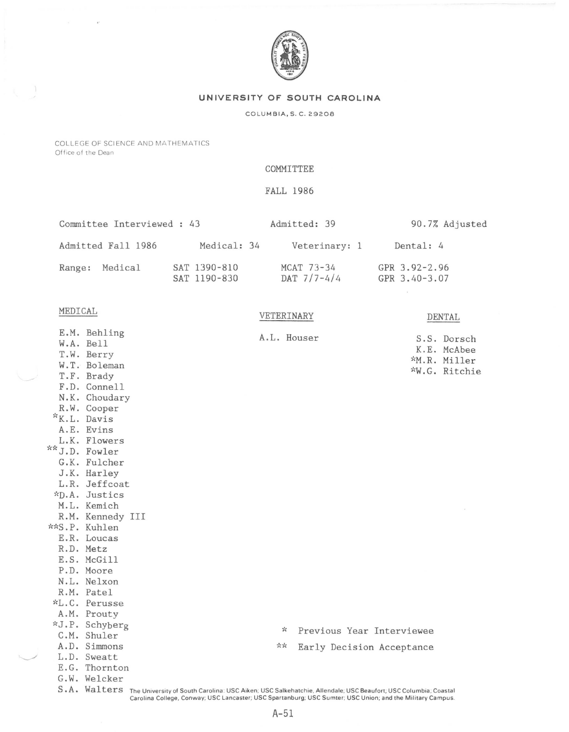**UNIVERSITY OF SOUTH CAROLINA**

COLUMBIA, S. C. 29208

COLLEGE OF SCIENCE AND MATHEMATICS
Office of the Dean

## COMMITTEE

## FALL 1986

| | | | |
|---|---|---|---|
| Committee Interviewed : 43 | | Admitted: 39 | 90.7% Adjusted |
| Admitted Fall 1986 | Medical: 34 | Veterinary: 1 | Dental: 4 |
| Range: Medical | SAT 1390-810 | MCAT 73-34 | GPR 3.92-2.96 |
| | SAT 1190-830 | DAT 7/7-4/4 | GPR 3.40-3.07 |

MEDICAL

E.M. Behling
W.A. Bell
T.W. Berry
W.T. Boleman
T.F. Brady
F.D. Connell
N.K. Choudary
R.W. Cooper
*K.L. Davis
A.E. Evins
L.K. Flowers
**J.D. Fowler
G.K. Fulcher
J.K. Harley
L.R. Jeffcoat
*D.A. Justics
M.L. Kemich
R.M. Kennedy III
**S.P. Kuhlen
E.R. Loucas
R.D. Metz
E.S. McGill
P.D. Moore
N.L. Nelxon
R.M. Patel
*L.C. Perusse
A.M. Prouty
*J.P. Schyberg
C.M. Shuler
A.D. Simmons
L.D. Sweatt
E.G. Thornton
G.W. Welcker
S.A. Walters

VETERINARY

A.L. Houser

DENTAL

S.S. Dorsch
K.E. McAbee
*M.R. Miller
*W.G. Ritchie

\* Previous Year Interviewee

\** Early Decision Acceptance

The University of South Carolina: USC Aiken; USC Salkehatchie, Allendale; USC Beaufort; USC Columbia; Coastal Carolina College, Conway; USC Lancaster; USC Spartanburg; USC Sumter; USC Union; and the Military Campus.